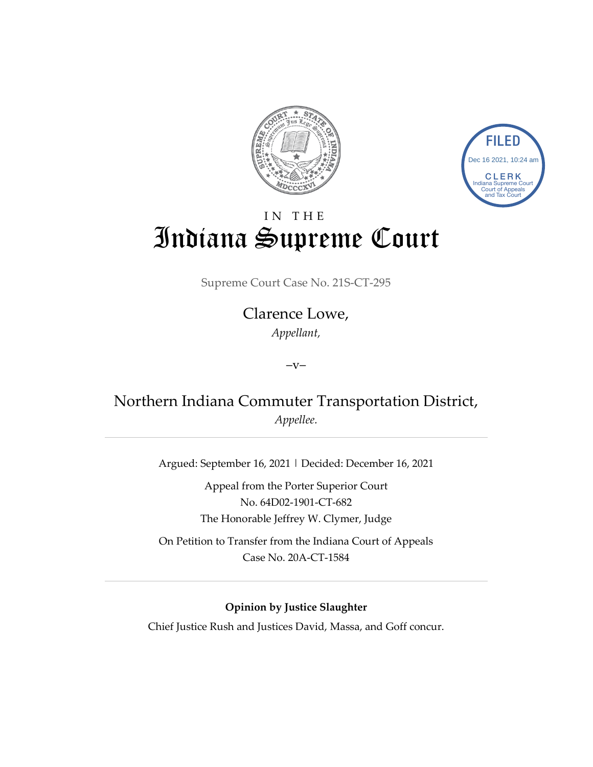FILED
Dec 16 2021, 10:24 am
CLERK
Indiana Supreme Court
Court of Appeals
and Tax Court

# IN THE Indiana Supreme Court

Supreme Court Case No. 21S-CT-295

Clarence Lowe,
*Appellant,*

–v–

Northern Indiana Commuter Transportation District,
*Appellee.*

---

Argued: September 16, 2021 | Decided: December 16, 2021

Appeal from the Porter Superior Court
No. 64D02-1901-CT-682
The Honorable Jeffrey W. Clymer, Judge

On Petition to Transfer from the Indiana Court of Appeals
Case No. 20A-CT-1584

---

**Opinion by Justice Slaughter**

Chief Justice Rush and Justices David, Massa, and Goff concur.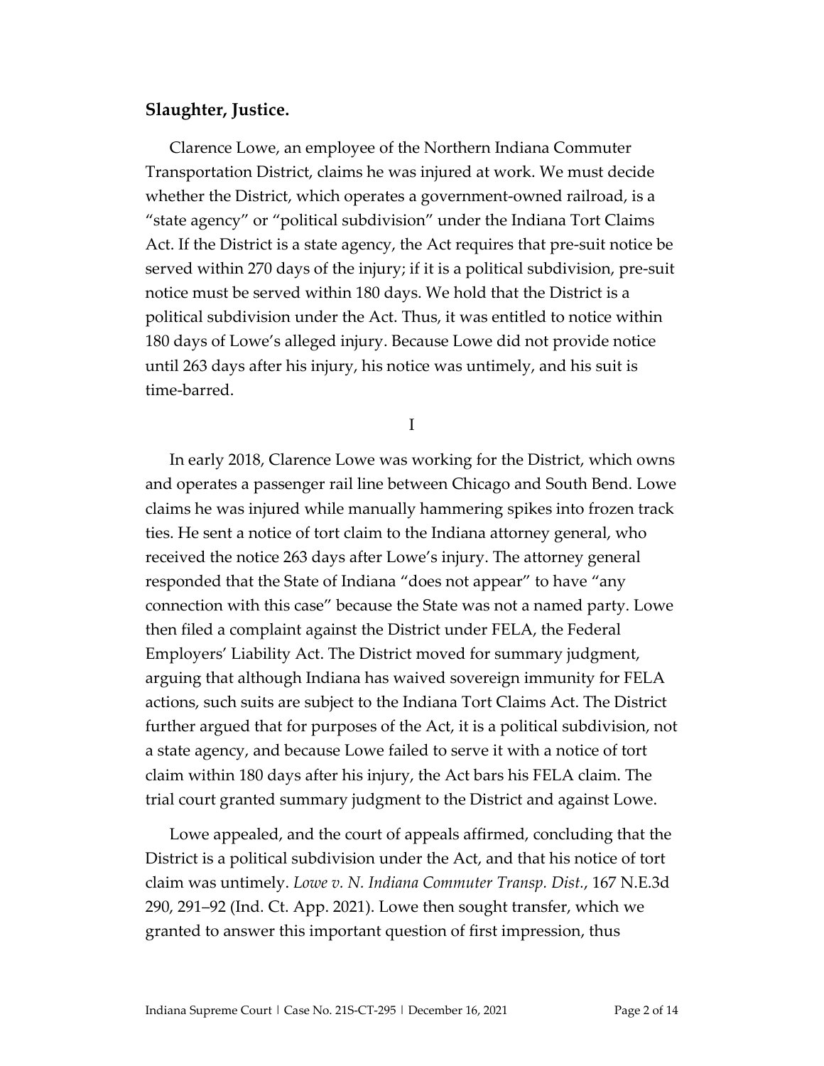**Slaughter, Justice.**

Clarence Lowe, an employee of the Northern Indiana Commuter Transportation District, claims he was injured at work. We must decide whether the District, which operates a government-owned railroad, is a "state agency" or "political subdivision" under the Indiana Tort Claims Act. If the District is a state agency, the Act requires that pre-suit notice be served within 270 days of the injury; if it is a political subdivision, pre-suit notice must be served within 180 days. We hold that the District is a political subdivision under the Act. Thus, it was entitled to notice within 180 days of Lowe's alleged injury. Because Lowe did not provide notice until 263 days after his injury, his notice was untimely, and his suit is time-barred.

I

In early 2018, Clarence Lowe was working for the District, which owns and operates a passenger rail line between Chicago and South Bend. Lowe claims he was injured while manually hammering spikes into frozen track ties. He sent a notice of tort claim to the Indiana attorney general, who received the notice 263 days after Lowe's injury. The attorney general responded that the State of Indiana "does not appear" to have "any connection with this case" because the State was not a named party. Lowe then filed a complaint against the District under FELA, the Federal Employers' Liability Act. The District moved for summary judgment, arguing that although Indiana has waived sovereign immunity for FELA actions, such suits are subject to the Indiana Tort Claims Act. The District further argued that for purposes of the Act, it is a political subdivision, not a state agency, and because Lowe failed to serve it with a notice of tort claim within 180 days after his injury, the Act bars his FELA claim. The trial court granted summary judgment to the District and against Lowe.

Lowe appealed, and the court of appeals affirmed, concluding that the District is a political subdivision under the Act, and that his notice of tort claim was untimely. *Lowe v. N. Indiana Commuter Transp. Dist.*, 167 N.E.3d 290, 291–92 (Ind. Ct. App. 2021). Lowe then sought transfer, which we granted to answer this important question of first impression, thus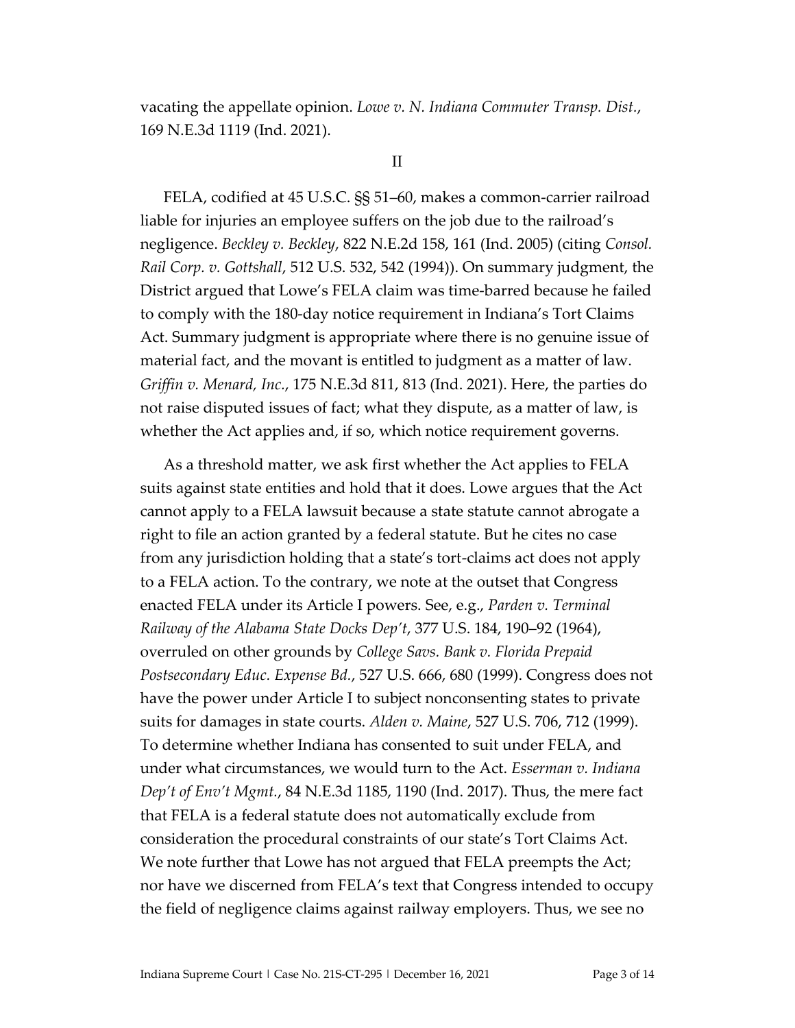vacating the appellate opinion. *Lowe v. N. Indiana Commuter Transp. Dist.*, 169 N.E.3d 1119 (Ind. 2021).

## II

FELA, codified at 45 U.S.C. §§ 51–60, makes a common-carrier railroad liable for injuries an employee suffers on the job due to the railroad's negligence. *Beckley v. Beckley*, 822 N.E.2d 158, 161 (Ind. 2005) (citing *Consol. Rail Corp. v. Gottshall*, 512 U.S. 532, 542 (1994)). On summary judgment, the District argued that Lowe's FELA claim was time-barred because he failed to comply with the 180-day notice requirement in Indiana's Tort Claims Act. Summary judgment is appropriate where there is no genuine issue of material fact, and the movant is entitled to judgment as a matter of law. *Griffin v. Menard, Inc.*, 175 N.E.3d 811, 813 (Ind. 2021). Here, the parties do not raise disputed issues of fact; what they dispute, as a matter of law, is whether the Act applies and, if so, which notice requirement governs.

As a threshold matter, we ask first whether the Act applies to FELA suits against state entities and hold that it does. Lowe argues that the Act cannot apply to a FELA lawsuit because a state statute cannot abrogate a right to file an action granted by a federal statute. But he cites no case from any jurisdiction holding that a state's tort-claims act does not apply to a FELA action. To the contrary, we note at the outset that Congress enacted FELA under its Article I powers. See, e.g., *Parden v. Terminal Railway of the Alabama State Docks Dep't*, 377 U.S. 184, 190–92 (1964), overruled on other grounds by *College Savs. Bank v. Florida Prepaid Postsecondary Educ. Expense Bd.*, 527 U.S. 666, 680 (1999). Congress does not have the power under Article I to subject nonconsenting states to private suits for damages in state courts. *Alden v. Maine*, 527 U.S. 706, 712 (1999). To determine whether Indiana has consented to suit under FELA, and under what circumstances, we would turn to the Act. *Esserman v. Indiana Dep't of Env't Mgmt.*, 84 N.E.3d 1185, 1190 (Ind. 2017). Thus, the mere fact that FELA is a federal statute does not automatically exclude from consideration the procedural constraints of our state's Tort Claims Act. We note further that Lowe has not argued that FELA preempts the Act; nor have we discerned from FELA's text that Congress intended to occupy the field of negligence claims against railway employers. Thus, we see no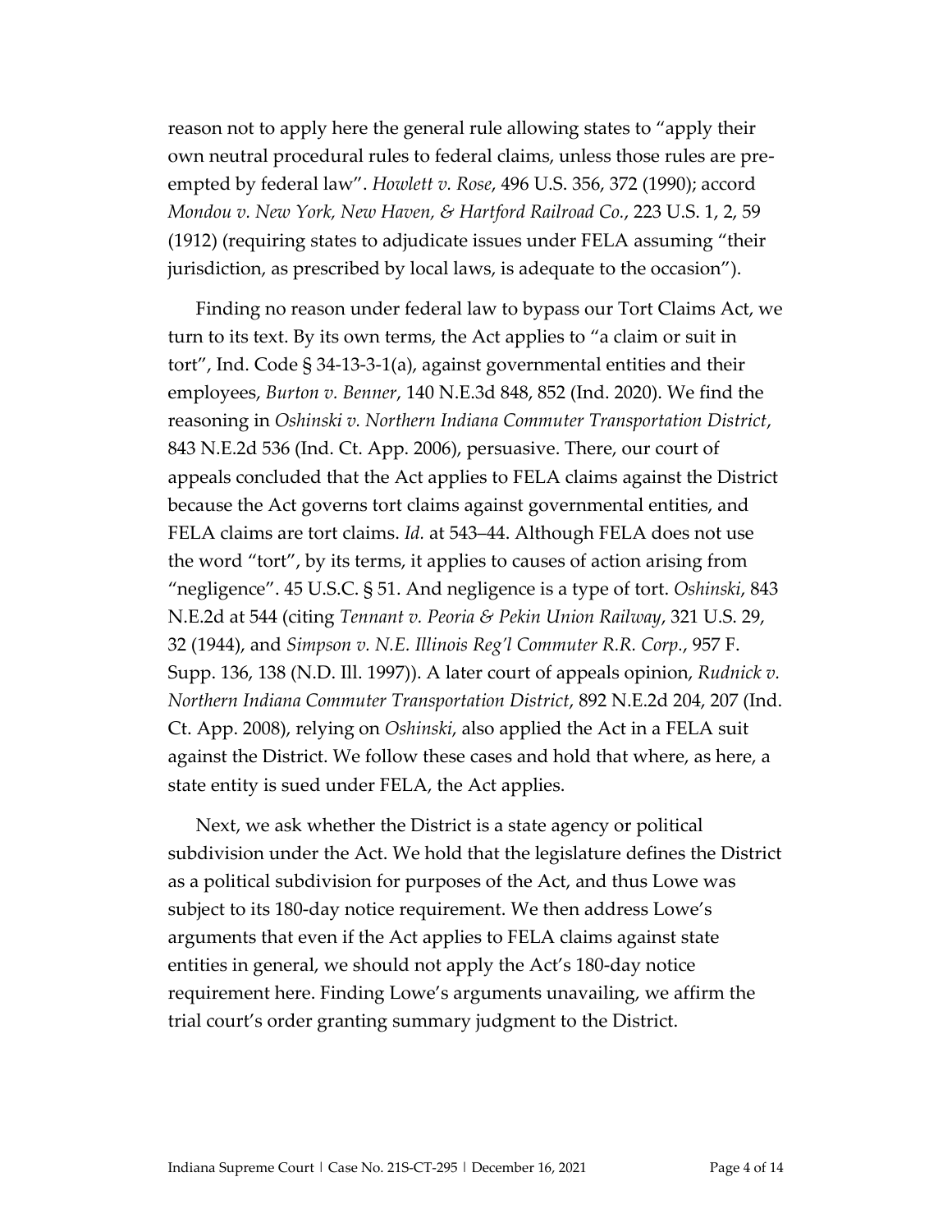reason not to apply here the general rule allowing states to "apply their own neutral procedural rules to federal claims, unless those rules are pre-empted by federal law". *Howlett v. Rose*, 496 U.S. 356, 372 (1990); accord *Mondou v. New York, New Haven, & Hartford Railroad Co.*, 223 U.S. 1, 2, 59 (1912) (requiring states to adjudicate issues under FELA assuming "their jurisdiction, as prescribed by local laws, is adequate to the occasion").

Finding no reason under federal law to bypass our Tort Claims Act, we turn to its text. By its own terms, the Act applies to "a claim or suit in tort", Ind. Code § 34-13-3-1(a), against governmental entities and their employees, *Burton v. Benner*, 140 N.E.3d 848, 852 (Ind. 2020). We find the reasoning in *Oshinski v. Northern Indiana Commuter Transportation District*, 843 N.E.2d 536 (Ind. Ct. App. 2006), persuasive. There, our court of appeals concluded that the Act applies to FELA claims against the District because the Act governs tort claims against governmental entities, and FELA claims are tort claims. *Id.* at 543–44. Although FELA does not use the word "tort", by its terms, it applies to causes of action arising from "negligence". 45 U.S.C. § 51. And negligence is a type of tort. *Oshinski*, 843 N.E.2d at 544 (citing *Tennant v. Peoria & Pekin Union Railway*, 321 U.S. 29, 32 (1944), and *Simpson v. N.E. Illinois Reg'l Commuter R.R. Corp.*, 957 F. Supp. 136, 138 (N.D. Ill. 1997)). A later court of appeals opinion, *Rudnick v. Northern Indiana Commuter Transportation District*, 892 N.E.2d 204, 207 (Ind. Ct. App. 2008), relying on *Oshinski*, also applied the Act in a FELA suit against the District. We follow these cases and hold that where, as here, a state entity is sued under FELA, the Act applies.

Next, we ask whether the District is a state agency or political subdivision under the Act. We hold that the legislature defines the District as a political subdivision for purposes of the Act, and thus Lowe was subject to its 180-day notice requirement. We then address Lowe's arguments that even if the Act applies to FELA claims against state entities in general, we should not apply the Act's 180-day notice requirement here. Finding Lowe's arguments unavailing, we affirm the trial court's order granting summary judgment to the District.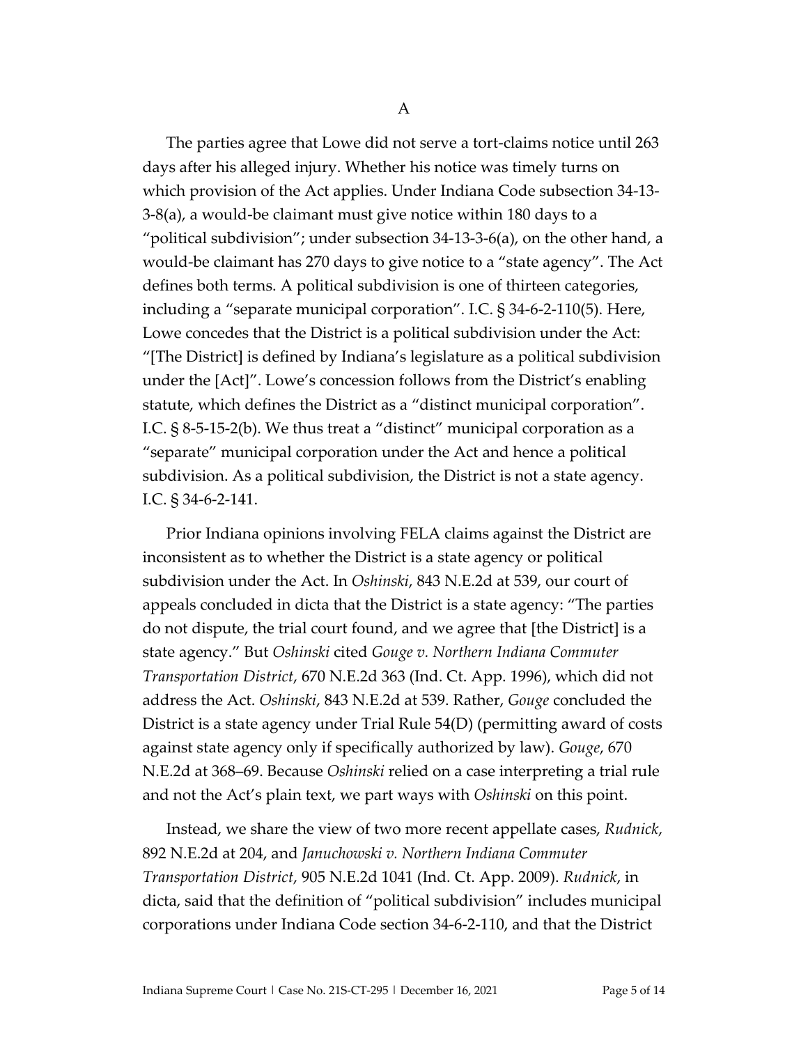### A

The parties agree that Lowe did not serve a tort-claims notice until 263 days after his alleged injury. Whether his notice was timely turns on which provision of the Act applies. Under Indiana Code subsection 34-13-3-8(a), a would-be claimant must give notice within 180 days to a "political subdivision"; under subsection 34-13-3-6(a), on the other hand, a would-be claimant has 270 days to give notice to a "state agency". The Act defines both terms. A political subdivision is one of thirteen categories, including a "separate municipal corporation". I.C. § 34-6-2-110(5). Here, Lowe concedes that the District is a political subdivision under the Act: "[The District] is defined by Indiana's legislature as a political subdivision under the [Act]". Lowe's concession follows from the District's enabling statute, which defines the District as a "distinct municipal corporation". I.C. § 8-5-15-2(b). We thus treat a "distinct" municipal corporation as a "separate" municipal corporation under the Act and hence a political subdivision. As a political subdivision, the District is not a state agency. I.C. § 34-6-2-141.

Prior Indiana opinions involving FELA claims against the District are inconsistent as to whether the District is a state agency or political subdivision under the Act. In *Oshinski*, 843 N.E.2d at 539, our court of appeals concluded in dicta that the District is a state agency: "The parties do not dispute, the trial court found, and we agree that [the District] is a state agency." But *Oshinski* cited *Gouge v. Northern Indiana Commuter Transportation District*, 670 N.E.2d 363 (Ind. Ct. App. 1996), which did not address the Act. *Oshinski*, 843 N.E.2d at 539. Rather, *Gouge* concluded the District is a state agency under Trial Rule 54(D) (permitting award of costs against state agency only if specifically authorized by law). *Gouge*, 670 N.E.2d at 368–69. Because *Oshinski* relied on a case interpreting a trial rule and not the Act's plain text, we part ways with *Oshinski* on this point.

Instead, we share the view of two more recent appellate cases, *Rudnick*, 892 N.E.2d at 204, and *Januchowski v. Northern Indiana Commuter Transportation District*, 905 N.E.2d 1041 (Ind. Ct. App. 2009). *Rudnick*, in dicta, said that the definition of "political subdivision" includes municipal corporations under Indiana Code section 34-6-2-110, and that the District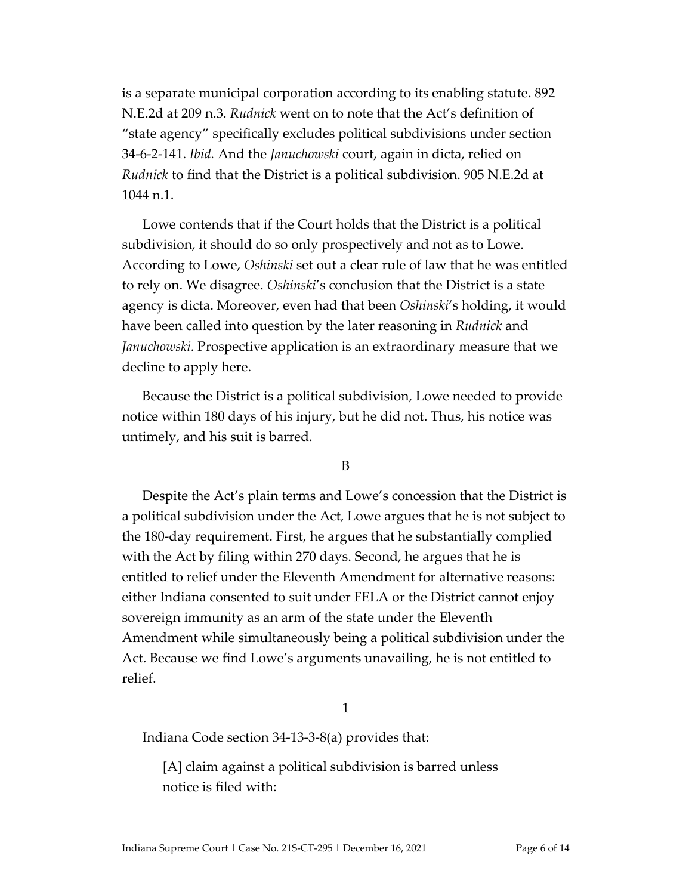is a separate municipal corporation according to its enabling statute. 892 N.E.2d at 209 n.3. *Rudnick* went on to note that the Act's definition of "state agency" specifically excludes political subdivisions under section 34-6-2-141. *Ibid.* And the *Januchowski* court, again in dicta, relied on *Rudnick* to find that the District is a political subdivision. 905 N.E.2d at 1044 n.1.

Lowe contends that if the Court holds that the District is a political subdivision, it should do so only prospectively and not as to Lowe. According to Lowe, *Oshinski* set out a clear rule of law that he was entitled to rely on. We disagree. *Oshinski*'s conclusion that the District is a state agency is dicta. Moreover, even had that been *Oshinski*'s holding, it would have been called into question by the later reasoning in *Rudnick* and *Januchowski*. Prospective application is an extraordinary measure that we decline to apply here.

Because the District is a political subdivision, Lowe needed to provide notice within 180 days of his injury, but he did not. Thus, his notice was untimely, and his suit is barred.

### B

Despite the Act's plain terms and Lowe's concession that the District is a political subdivision under the Act, Lowe argues that he is not subject to the 180-day requirement. First, he argues that he substantially complied with the Act by filing within 270 days. Second, he argues that he is entitled to relief under the Eleventh Amendment for alternative reasons: either Indiana consented to suit under FELA or the District cannot enjoy sovereign immunity as an arm of the state under the Eleventh Amendment while simultaneously being a political subdivision under the Act. Because we find Lowe's arguments unavailing, he is not entitled to relief.

#### 1

Indiana Code section 34-13-3-8(a) provides that:

> [A] claim against a political subdivision is barred unless notice is filed with: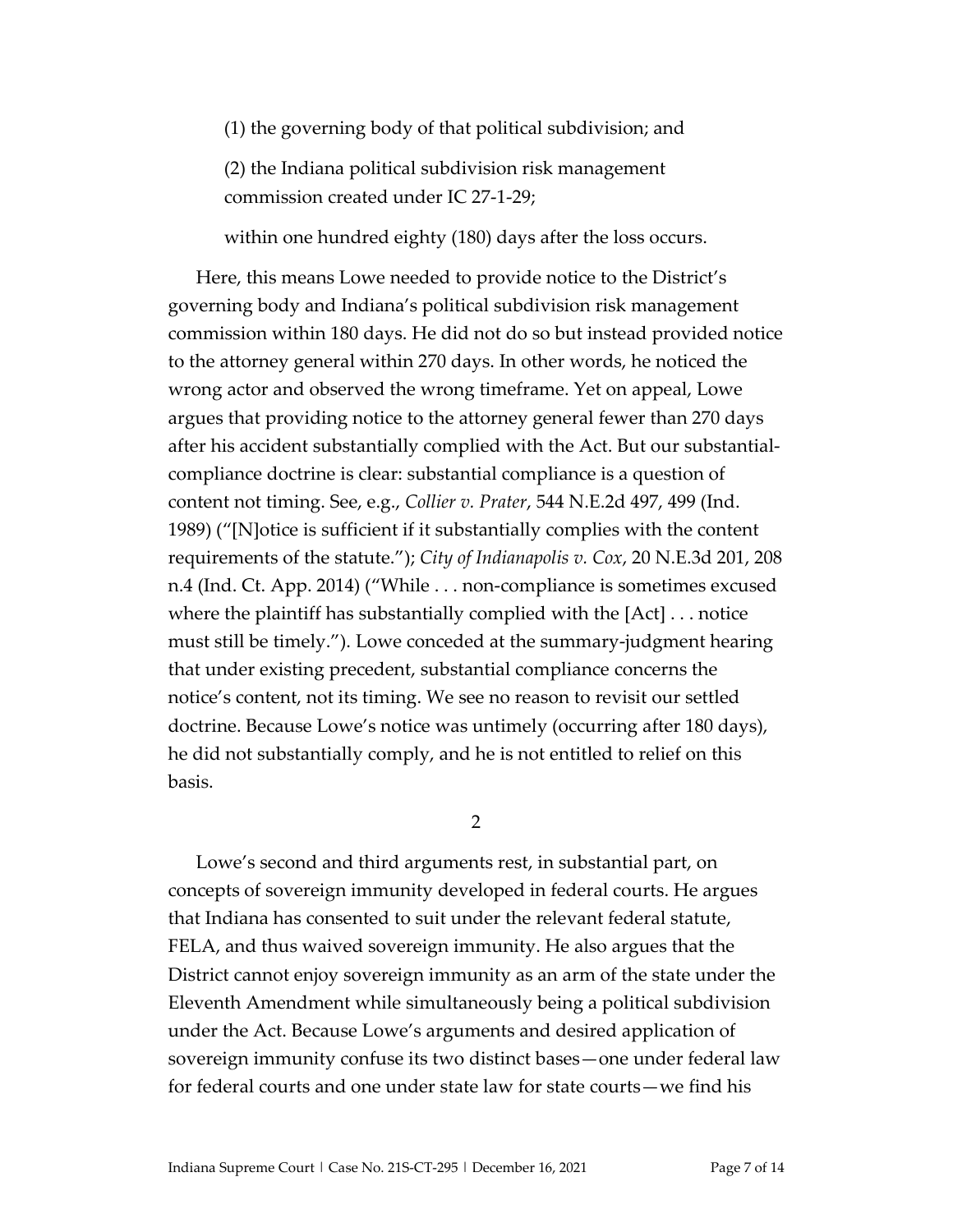(1) the governing body of that political subdivision; and

(2) the Indiana political subdivision risk management commission created under IC 27-1-29;

within one hundred eighty (180) days after the loss occurs.

Here, this means Lowe needed to provide notice to the District's governing body and Indiana's political subdivision risk management commission within 180 days. He did not do so but instead provided notice to the attorney general within 270 days. In other words, he noticed the wrong actor and observed the wrong timeframe. Yet on appeal, Lowe argues that providing notice to the attorney general fewer than 270 days after his accident substantially complied with the Act. But our substantial-compliance doctrine is clear: substantial compliance is a question of content not timing. See, e.g., *Collier v. Prater*, 544 N.E.2d 497, 499 (Ind. 1989) ("[N]otice is sufficient if it substantially complies with the content requirements of the statute."); *City of Indianapolis v. Cox*, 20 N.E.3d 201, 208 n.4 (Ind. Ct. App. 2014) ("While . . . non-compliance is sometimes excused where the plaintiff has substantially complied with the [Act] . . . notice must still be timely."). Lowe conceded at the summary-judgment hearing that under existing precedent, substantial compliance concerns the notice's content, not its timing. We see no reason to revisit our settled doctrine. Because Lowe's notice was untimely (occurring after 180 days), he did not substantially comply, and he is not entitled to relief on this basis.

### 2

Lowe's second and third arguments rest, in substantial part, on concepts of sovereign immunity developed in federal courts. He argues that Indiana has consented to suit under the relevant federal statute, FELA, and thus waived sovereign immunity. He also argues that the District cannot enjoy sovereign immunity as an arm of the state under the Eleventh Amendment while simultaneously being a political subdivision under the Act. Because Lowe's arguments and desired application of sovereign immunity confuse its two distinct bases—one under federal law for federal courts and one under state law for state courts—we find his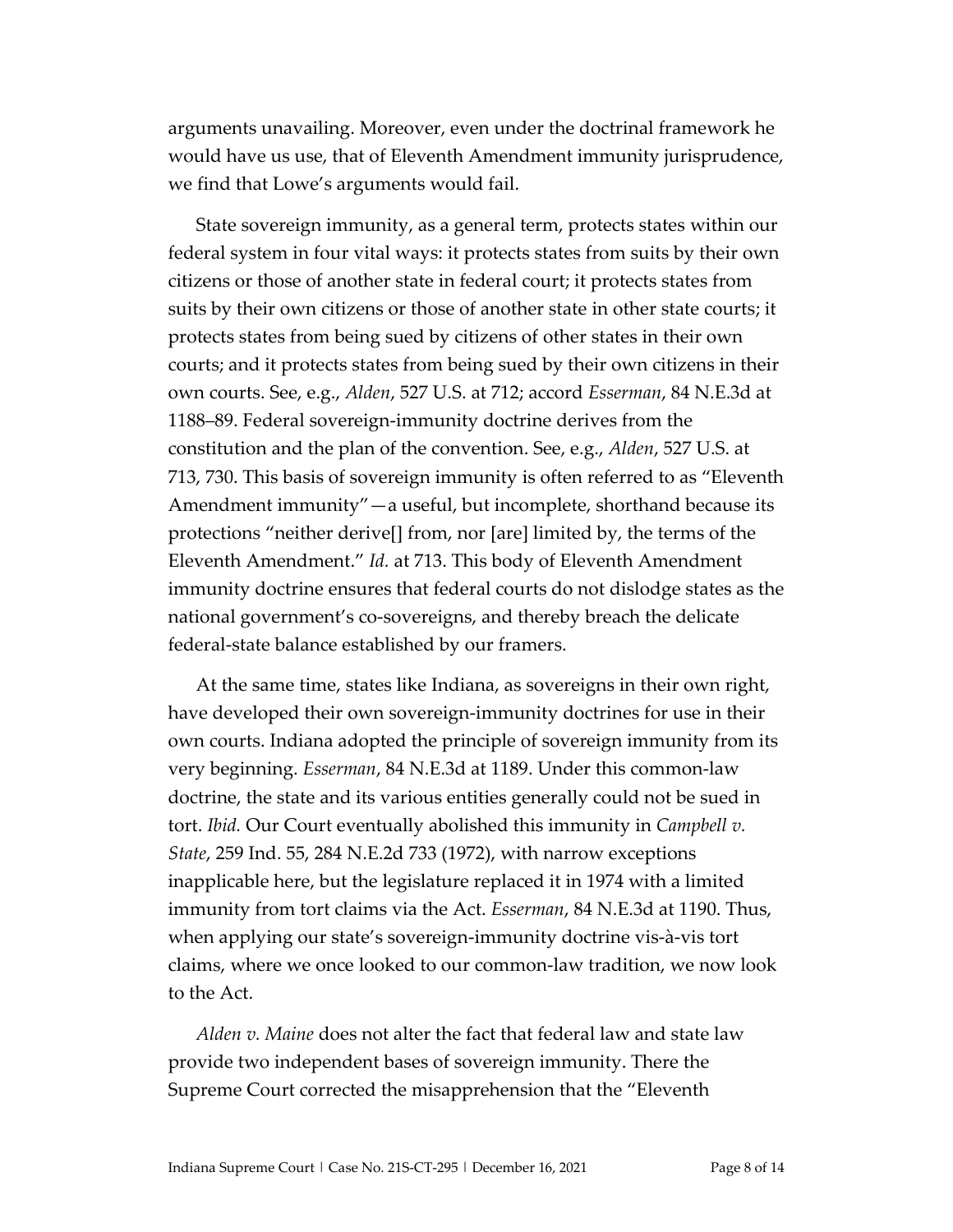arguments unavailing. Moreover, even under the doctrinal framework he would have us use, that of Eleventh Amendment immunity jurisprudence, we find that Lowe's arguments would fail.

State sovereign immunity, as a general term, protects states within our federal system in four vital ways: it protects states from suits by their own citizens or those of another state in federal court; it protects states from suits by their own citizens or those of another state in other state courts; it protects states from being sued by citizens of other states in their own courts; and it protects states from being sued by their own citizens in their own courts. See, e.g., *Alden*, 527 U.S. at 712; accord *Esserman*, 84 N.E.3d at 1188–89. Federal sovereign-immunity doctrine derives from the constitution and the plan of the convention. See, e.g., *Alden*, 527 U.S. at 713, 730. This basis of sovereign immunity is often referred to as "Eleventh Amendment immunity"—a useful, but incomplete, shorthand because its protections "neither derive[] from, nor [are] limited by, the terms of the Eleventh Amendment." *Id.* at 713. This body of Eleventh Amendment immunity doctrine ensures that federal courts do not dislodge states as the national government's co-sovereigns, and thereby breach the delicate federal-state balance established by our framers.

At the same time, states like Indiana, as sovereigns in their own right, have developed their own sovereign-immunity doctrines for use in their own courts. Indiana adopted the principle of sovereign immunity from its very beginning. *Esserman*, 84 N.E.3d at 1189. Under this common-law doctrine, the state and its various entities generally could not be sued in tort. *Ibid.* Our Court eventually abolished this immunity in *Campbell v. State*, 259 Ind. 55, 284 N.E.2d 733 (1972), with narrow exceptions inapplicable here, but the legislature replaced it in 1974 with a limited immunity from tort claims via the Act. *Esserman*, 84 N.E.3d at 1190. Thus, when applying our state's sovereign-immunity doctrine vis-à-vis tort claims, where we once looked to our common-law tradition, we now look to the Act.

*Alden v. Maine* does not alter the fact that federal law and state law provide two independent bases of sovereign immunity. There the Supreme Court corrected the misapprehension that the "Eleventh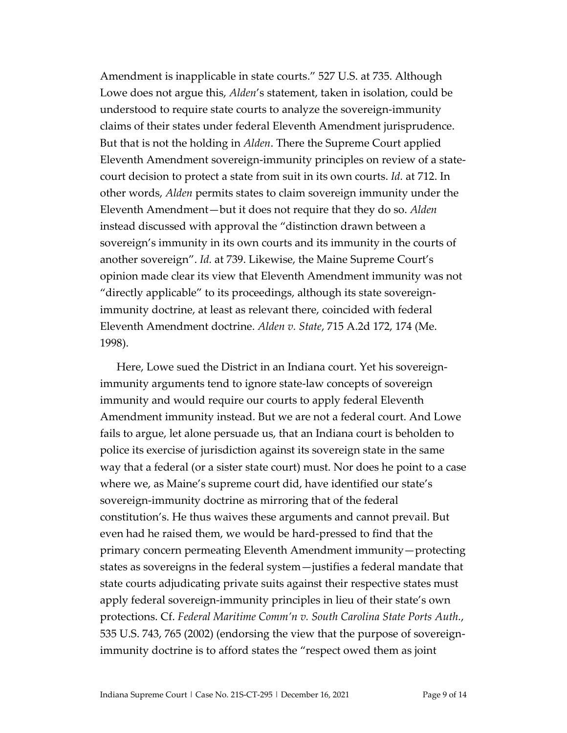Amendment is inapplicable in state courts." 527 U.S. at 735. Although Lowe does not argue this, *Alden*'s statement, taken in isolation, could be understood to require state courts to analyze the sovereign-immunity claims of their states under federal Eleventh Amendment jurisprudence. But that is not the holding in *Alden*. There the Supreme Court applied Eleventh Amendment sovereign-immunity principles on review of a state-court decision to protect a state from suit in its own courts. *Id.* at 712. In other words, *Alden* permits states to claim sovereign immunity under the Eleventh Amendment—but it does not require that they do so. *Alden* instead discussed with approval the "distinction drawn between a sovereign's immunity in its own courts and its immunity in the courts of another sovereign". *Id.* at 739. Likewise, the Maine Supreme Court's opinion made clear its view that Eleventh Amendment immunity was not "directly applicable" to its proceedings, although its state sovereign-immunity doctrine, at least as relevant there, coincided with federal Eleventh Amendment doctrine. *Alden v. State*, 715 A.2d 172, 174 (Me. 1998).

Here, Lowe sued the District in an Indiana court. Yet his sovereign-immunity arguments tend to ignore state-law concepts of sovereign immunity and would require our courts to apply federal Eleventh Amendment immunity instead. But we are not a federal court. And Lowe fails to argue, let alone persuade us, that an Indiana court is beholden to police its exercise of jurisdiction against its sovereign state in the same way that a federal (or a sister state court) must. Nor does he point to a case where we, as Maine's supreme court did, have identified our state's sovereign-immunity doctrine as mirroring that of the federal constitution's. He thus waives these arguments and cannot prevail. But even had he raised them, we would be hard-pressed to find that the primary concern permeating Eleventh Amendment immunity—protecting states as sovereigns in the federal system—justifies a federal mandate that state courts adjudicating private suits against their respective states must apply federal sovereign-immunity principles in lieu of their state's own protections. Cf. *Federal Maritime Comm'n v. South Carolina State Ports Auth.*, 535 U.S. 743, 765 (2002) (endorsing the view that the purpose of sovereign-immunity doctrine is to afford states the "respect owed them as joint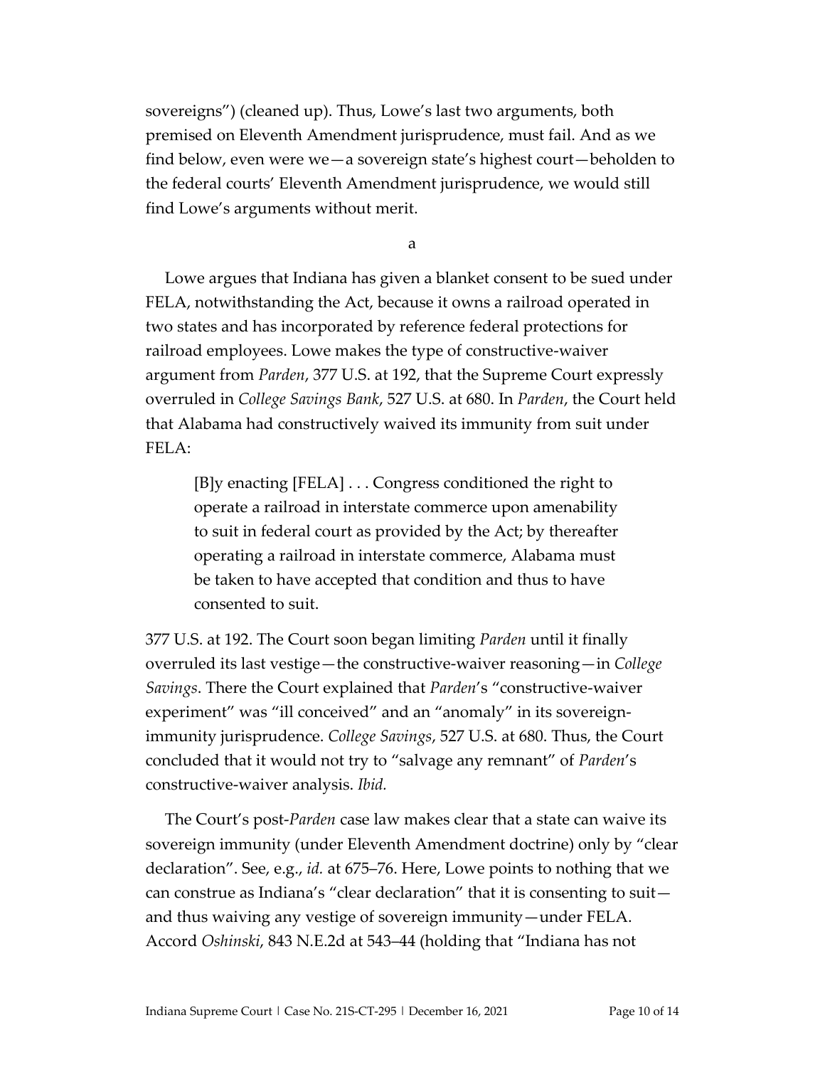sovereigns") (cleaned up). Thus, Lowe's last two arguments, both premised on Eleventh Amendment jurisprudence, must fail. And as we find below, even were we—a sovereign state's highest court—beholden to the federal courts' Eleventh Amendment jurisprudence, we would still find Lowe's arguments without merit.

a

Lowe argues that Indiana has given a blanket consent to be sued under FELA, notwithstanding the Act, because it owns a railroad operated in two states and has incorporated by reference federal protections for railroad employees. Lowe makes the type of constructive-waiver argument from *Parden*, 377 U.S. at 192, that the Supreme Court expressly overruled in *College Savings Bank*, 527 U.S. at 680. In *Parden*, the Court held that Alabama had constructively waived its immunity from suit under FELA:

> [B]y enacting [FELA] . . . Congress conditioned the right to operate a railroad in interstate commerce upon amenability to suit in federal court as provided by the Act; by thereafter operating a railroad in interstate commerce, Alabama must be taken to have accepted that condition and thus to have consented to suit.

377 U.S. at 192. The Court soon began limiting *Parden* until it finally overruled its last vestige—the constructive-waiver reasoning—in *College Savings*. There the Court explained that *Parden*'s "constructive-waiver experiment" was "ill conceived" and an "anomaly" in its sovereign-immunity jurisprudence. *College Savings*, 527 U.S. at 680. Thus, the Court concluded that it would not try to "salvage any remnant" of *Parden*'s constructive-waiver analysis. *Ibid.*

The Court's post-*Parden* case law makes clear that a state can waive its sovereign immunity (under Eleventh Amendment doctrine) only by "clear declaration". See, e.g., *id.* at 675–76. Here, Lowe points to nothing that we can construe as Indiana's "clear declaration" that it is consenting to suit—and thus waiving any vestige of sovereign immunity—under FELA. Accord *Oshinski*, 843 N.E.2d at 543–44 (holding that "Indiana has not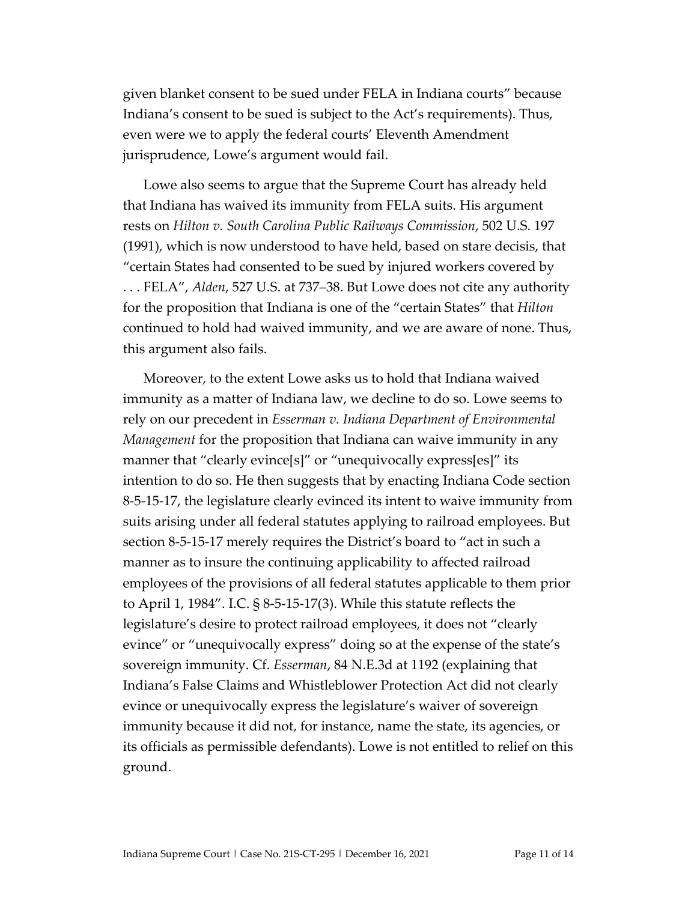given blanket consent to be sued under FELA in Indiana courts" because Indiana's consent to be sued is subject to the Act's requirements). Thus, even were we to apply the federal courts' Eleventh Amendment jurisprudence, Lowe's argument would fail.

Lowe also seems to argue that the Supreme Court has already held that Indiana has waived its immunity from FELA suits. His argument rests on *Hilton v. South Carolina Public Railways Commission*, 502 U.S. 197 (1991), which is now understood to have held, based on stare decisis, that "certain States had consented to be sued by injured workers covered by . . . FELA", *Alden*, 527 U.S. at 737–38. But Lowe does not cite any authority for the proposition that Indiana is one of the "certain States" that *Hilton* continued to hold had waived immunity, and we are aware of none. Thus, this argument also fails.

Moreover, to the extent Lowe asks us to hold that Indiana waived immunity as a matter of Indiana law, we decline to do so. Lowe seems to rely on our precedent in *Esserman v. Indiana Department of Environmental Management* for the proposition that Indiana can waive immunity in any manner that "clearly evince[s]" or "unequivocally express[es]" its intention to do so. He then suggests that by enacting Indiana Code section 8-5-15-17, the legislature clearly evinced its intent to waive immunity from suits arising under all federal statutes applying to railroad employees. But section 8-5-15-17 merely requires the District's board to "act in such a manner as to insure the continuing applicability to affected railroad employees of the provisions of all federal statutes applicable to them prior to April 1, 1984". I.C. § 8-5-15-17(3). While this statute reflects the legislature's desire to protect railroad employees, it does not "clearly evince" or "unequivocally express" doing so at the expense of the state's sovereign immunity. Cf. *Esserman*, 84 N.E.3d at 1192 (explaining that Indiana's False Claims and Whistleblower Protection Act did not clearly evince or unequivocally express the legislature's waiver of sovereign immunity because it did not, for instance, name the state, its agencies, or its officials as permissible defendants). Lowe is not entitled to relief on this ground.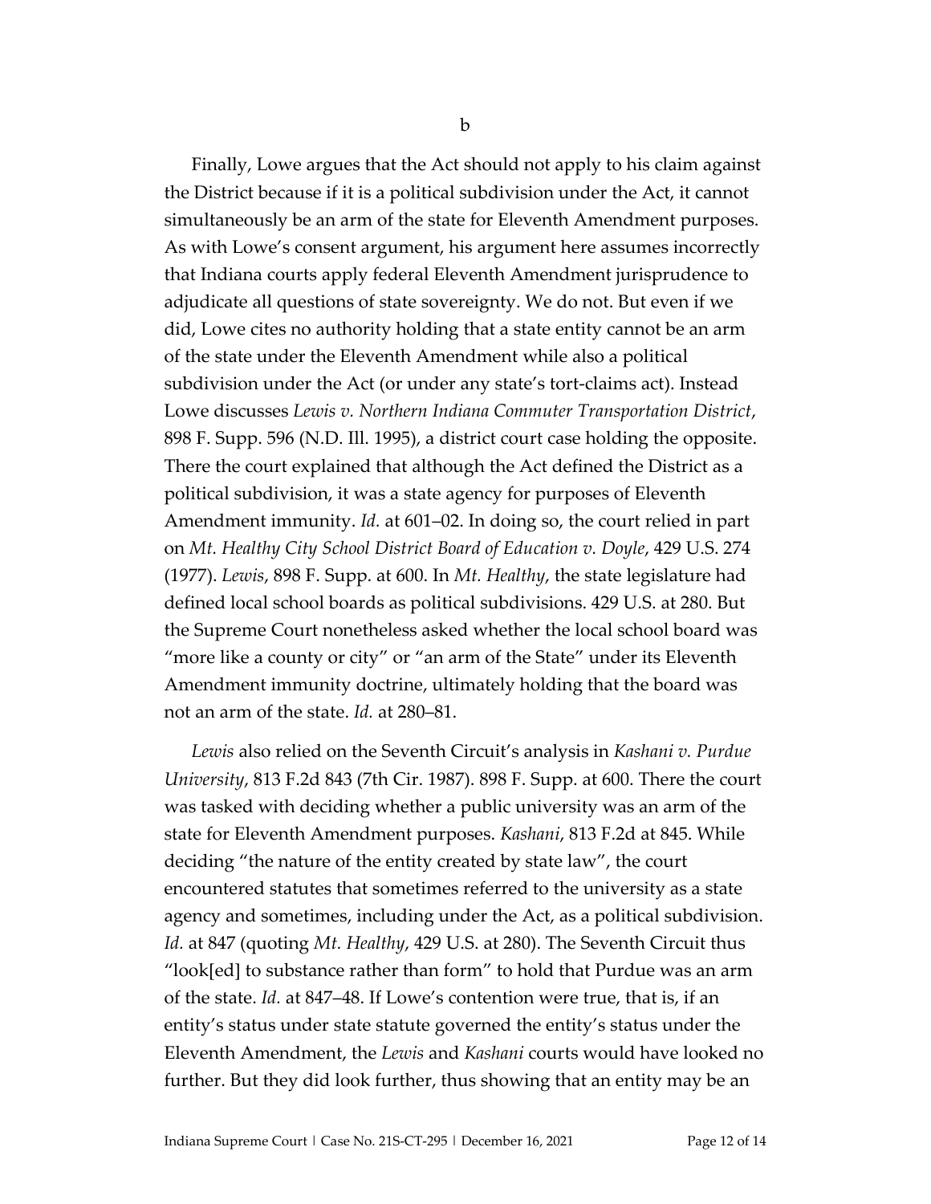b

Finally, Lowe argues that the Act should not apply to his claim against the District because if it is a political subdivision under the Act, it cannot simultaneously be an arm of the state for Eleventh Amendment purposes. As with Lowe's consent argument, his argument here assumes incorrectly that Indiana courts apply federal Eleventh Amendment jurisprudence to adjudicate all questions of state sovereignty. We do not. But even if we did, Lowe cites no authority holding that a state entity cannot be an arm of the state under the Eleventh Amendment while also a political subdivision under the Act (or under any state's tort-claims act). Instead Lowe discusses *Lewis v. Northern Indiana Commuter Transportation District*, 898 F. Supp. 596 (N.D. Ill. 1995), a district court case holding the opposite. There the court explained that although the Act defined the District as a political subdivision, it was a state agency for purposes of Eleventh Amendment immunity. *Id.* at 601–02. In doing so, the court relied in part on *Mt. Healthy City School District Board of Education v. Doyle*, 429 U.S. 274 (1977). *Lewis*, 898 F. Supp. at 600. In *Mt. Healthy*, the state legislature had defined local school boards as political subdivisions. 429 U.S. at 280. But the Supreme Court nonetheless asked whether the local school board was "more like a county or city" or "an arm of the State" under its Eleventh Amendment immunity doctrine, ultimately holding that the board was not an arm of the state. *Id.* at 280–81.

*Lewis* also relied on the Seventh Circuit's analysis in *Kashani v. Purdue University*, 813 F.2d 843 (7th Cir. 1987). 898 F. Supp. at 600. There the court was tasked with deciding whether a public university was an arm of the state for Eleventh Amendment purposes. *Kashani*, 813 F.2d at 845. While deciding "the nature of the entity created by state law", the court encountered statutes that sometimes referred to the university as a state agency and sometimes, including under the Act, as a political subdivision. *Id.* at 847 (quoting *Mt. Healthy*, 429 U.S. at 280). The Seventh Circuit thus "look[ed] to substance rather than form" to hold that Purdue was an arm of the state. *Id.* at 847–48. If Lowe's contention were true, that is, if an entity's status under state statute governed the entity's status under the Eleventh Amendment, the *Lewis* and *Kashani* courts would have looked no further. But they did look further, thus showing that an entity may be an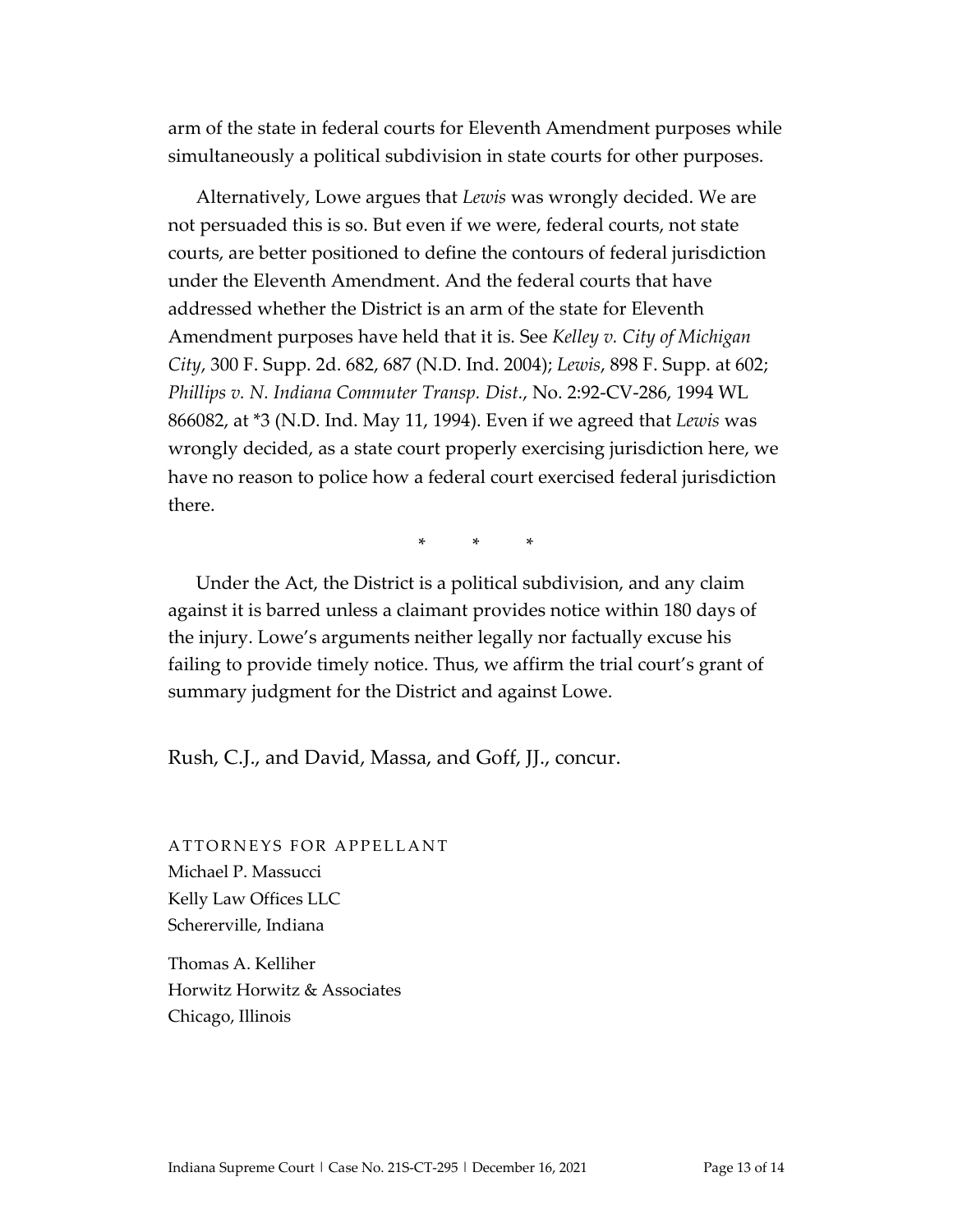arm of the state in federal courts for Eleventh Amendment purposes while simultaneously a political subdivision in state courts for other purposes.

Alternatively, Lowe argues that *Lewis* was wrongly decided. We are not persuaded this is so. But even if we were, federal courts, not state courts, are better positioned to define the contours of federal jurisdiction under the Eleventh Amendment. And the federal courts that have addressed whether the District is an arm of the state for Eleventh Amendment purposes have held that it is. See *Kelley v. City of Michigan City*, 300 F. Supp. 2d. 682, 687 (N.D. Ind. 2004); *Lewis*, 898 F. Supp. at 602; *Phillips v. N. Indiana Commuter Transp. Dist.*, No. 2:92-CV-286, 1994 WL 866082, at *3 (N.D. Ind. May 11, 1994). Even if we agreed that *Lewis* was wrongly decided, as a state court properly exercising jurisdiction here, we have no reason to police how a federal court exercised federal jurisdiction there.

\* \* \*

Under the Act, the District is a political subdivision, and any claim against it is barred unless a claimant provides notice within 180 days of the injury. Lowe's arguments neither legally nor factually excuse his failing to provide timely notice. Thus, we affirm the trial court's grant of summary judgment for the District and against Lowe.

Rush, C.J., and David, Massa, and Goff, JJ., concur.

ATTORNEYS FOR APPELLANT

Michael P. Massucci
Kelly Law Offices LLC
Schererville, Indiana

Thomas A. Kelliher
Horwitz Horwitz & Associates
Chicago, Illinois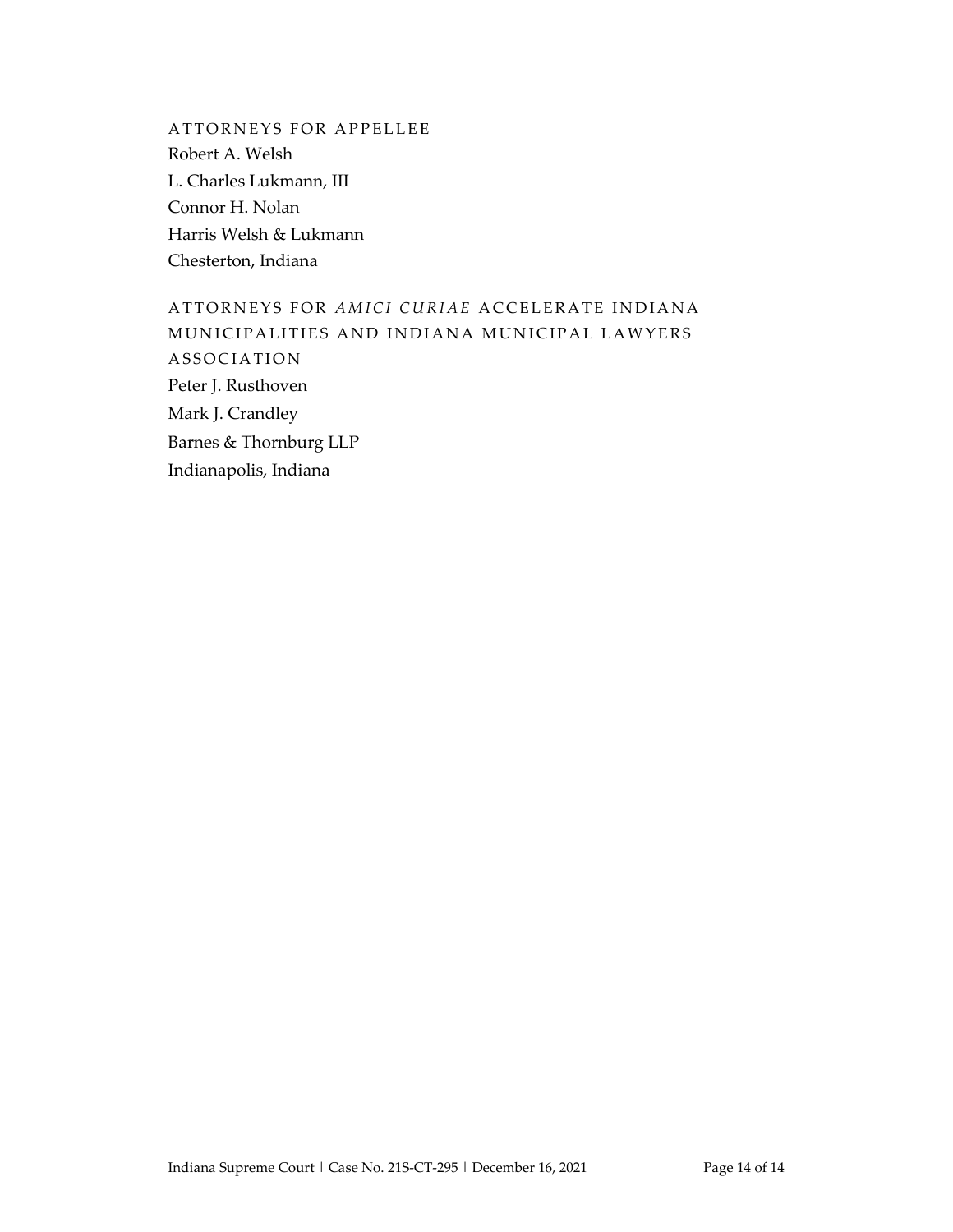ATTORNEYS FOR APPELLEE

Robert A. Welsh
L. Charles Lukmann, III
Connor H. Nolan
Harris Welsh & Lukmann
Chesterton, Indiana

ATTORNEYS FOR *AMICI CURIAE* ACCELERATE INDIANA MUNICIPALITIES AND INDIANA MUNICIPAL LAWYERS ASSOCIATION

Peter J. Rusthoven
Mark J. Crandley
Barnes & Thornburg LLP
Indianapolis, Indiana